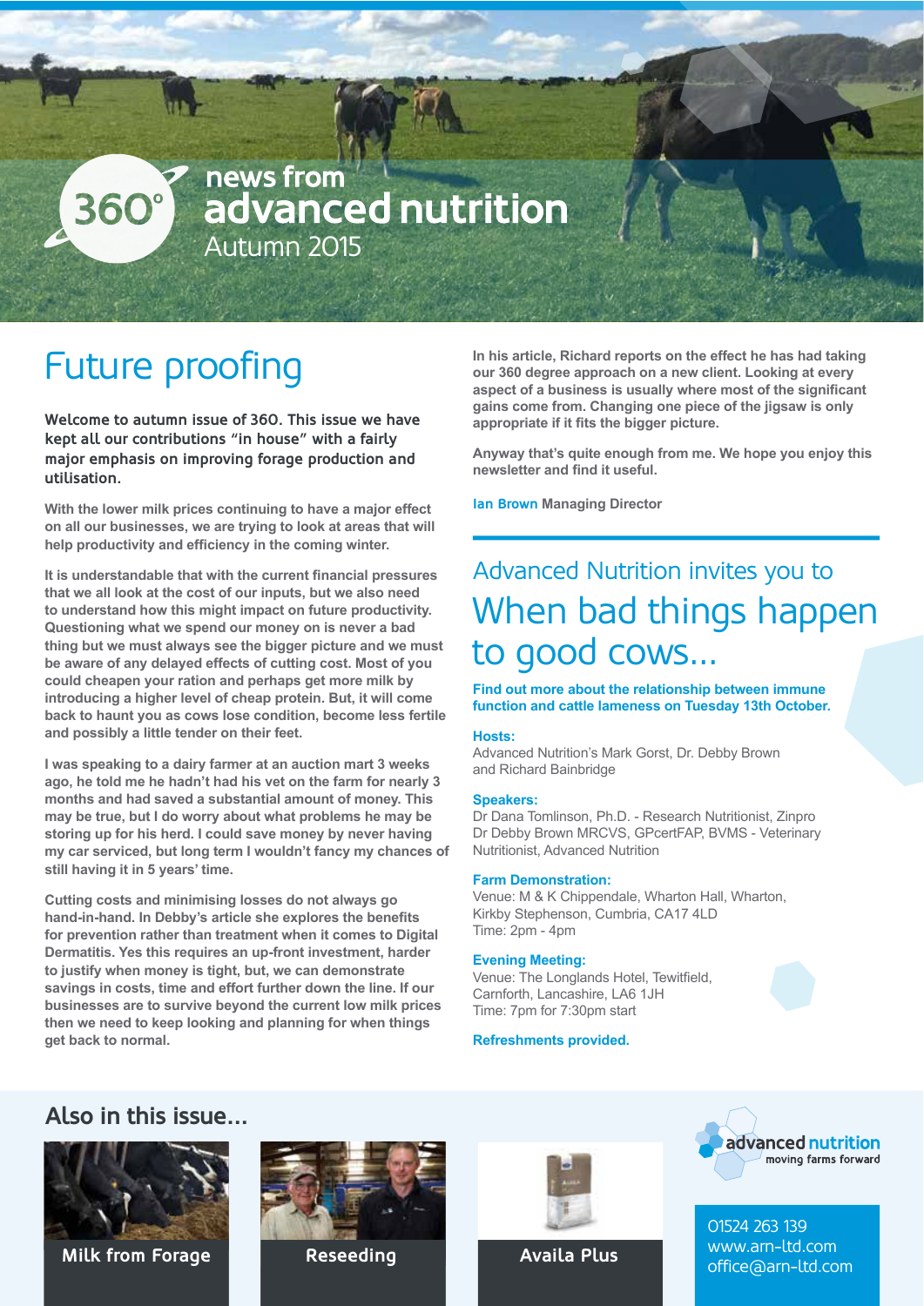# news from advanced nutrition

Autumn 2015

## Future proofing

**Welcome to autumn issue of 360. This issue we have kept all our contributions "in house" with a fairly major emphasis on improving forage production and utilisation.**

With the lower milk prices continuing to have a major effect on all our businesses, we are trying to look at areas that will help productivity and efficiency in the coming winter.

It is understandable that with the current financial pressures that we all look at the cost of our inputs, but we also need to understand how this might impact on future productivity. Questioning what we spend our money on is never a bad thing but we must always see the bigger picture and we must be aware of any delayed effects of cutting cost. Most of you could cheapen your ration and perhaps get more milk by introducing a higher level of cheap protein. But, it will come back to haunt you as cows lose condition, become less fertile and possibly a little tender on their feet.

I was speaking to a dairy farmer at an auction mart 3 weeks ago, he told me he hadn't had his vet on the farm for nearly 3 months and had saved a substantial amount of money. This may be true, but I do worry about what problems he may be storing up for his herd. I could save money by never having my car serviced, but long term I wouldn't fancy my chances of still having it in 5 years' time.

Cutting costs and minimising losses do not always go hand-in-hand. In Debby's article she explores the benefits for prevention rather than treatment when it comes to Digital Dermatitis. Yes this requires an up-front investment, harder to justify when money is tight, but, we can demonstrate savings in costs, time and effort further down the line. If our businesses are to survive beyond the current low milk prices then we need to keep looking and planning for when things get back to normal.

In his article, Richard reports on the effect he has had taking our 360 degree approach on a new client. Looking at every aspect of a business is usually where most of the significant gains come from. Changing one piece of the jigsaw is only appropriate if it fits the bigger picture.

Anyway that's quite enough from me. We hope you enjoy this newsletter and find it useful.

**Ian Brown** Managing Director

---

### Advanced Nutrition invites you to

## When bad things happen to good cows...

**Find out more about the relationship between immune function and cattle lameness on Tuesday 13th October.**

**Hosts:**
Advanced Nutrition's Mark Gorst, Dr. Debby Brown and Richard Bainbridge

**Speakers:**
Dr Dana Tomlinson, Ph.D. - Research Nutritionist, Zinpro
Dr Debby Brown MRCVS, GPcertFAP, BVMS - Veterinary Nutritionist, Advanced Nutrition

**Farm Demonstration:**
Venue: M & K Chippendale, Wharton Hall, Wharton, Kirkby Stephenson, Cumbria, CA17 4LD
Time: 2pm - 4pm

**Evening Meeting:**
Venue: The Longlands Hotel, Tewitfield, Carnforth, Lancashire, LA6 1JH
Time: 7pm for 7:30pm start

**Refreshments provided.**

---

## Also in this issue...

- Milk from Forage
- Reseeding
- Availa Plus

advanced nutrition – moving farms forward

01524 263 139
www.arn-ltd.com
office@arn-ltd.com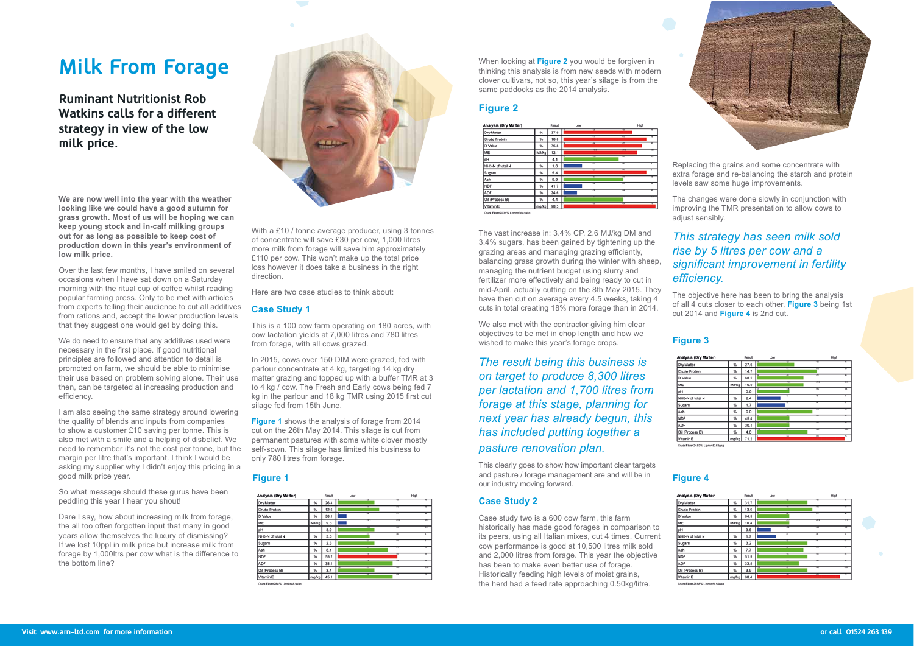# Milk From Forage

## Ruminant Nutritionist Rob Watkins calls for a different strategy in view of the low milk price.

**We are now well into the year with the weather looking like we could have a good autumn for grass growth. Most of us will be hoping we can keep young stock and in-calf milking groups out for as long as possible to keep cost of production down in this year's environment of low milk price.**

Over the last few months, I have smiled on several occasions when I have sat down on a Saturday morning with the ritual cup of coffee whilst reading popular farming press. Only to be met with articles from experts telling their audience to cut all additives from rations and, accept the lower production levels that they suggest one would get by doing this.

We do need to ensure that any additives used were necessary in the first place. If good nutritional principles are followed and attention to detail is promoted on farm, we should be able to minimise their use based on problem solving alone. Their use then, can be targeted at increasing production and efficiency.

I am also seeing the same strategy around lowering the quality of blends and inputs from companies to show a customer £10 saving per tonne. This is also met with a smile and a helping of disbelief. We need to remember it's not the cost per tonne, but the margin per litre that's important. I think I would be asking my supplier why I didn't enjoy this pricing in a good milk price year.

So what message should these gurus have been peddling this year I hear you shout!

Dare I say, how about increasing milk from forage, the all too often forgotten input that many in good years allow themselves the luxury of dismissing? If we lost 10ppl in milk price but increase milk from forage by 1,000ltrs per cow what is the difference to the bottom line?

With a £10 / tonne average producer, using 3 tonnes of concentrate will save £30 per cow, 1,000 litres more milk from forage will save him approximately £110 per cow. This won't make up the total price loss however it does take a business in the right direction.

Here are two case studies to think about:

### Case Study 1

This is a 100 cow farm operating on 180 acres, with cow lactation yields at 7,000 litres and 780 litres from forage, with all cows grazed.

In 2015, cows over 150 DIM were grazed, fed with parlour concentrate at 4 kg, targeting 14 kg dry matter grazing and topped up with a buffer TMR at 3 to 4 kg / cow. The Fresh and Early cows being fed 7 kg in the parlour and 18 kg TMR using 2015 first cut silage fed from 15th June.

**Figure 1** shows the analysis of forage from 2014 cut on the 26th May 2014. This silage is cut from permanent pastures with some white clover mostly self-sown. This silage has limited his business to only 780 litres from forage.

### Figure 1

| Analysis (Dry Matter) | | Result |
|---|---|---|
| Dry Matter | % | 26.4 |
| Crude Protein | % | 12.6 |
| D Value | % | 58.1 |
| ME | MJ/kg | 9.3 |
| pH | | 3.9 |
| NH3-N of total N | % | 3.3 |
| Sugars | % | 2.3 |
| Ash | % | 8.1 |
| NDF | % | 55.2 |
| ADF | % | 38.1 |
| Oil (Process B) | % | 3.4 |
| Vitamin E | mg/kg | 45.1 |

Crude Fibre=26.4% Lignin=48.1g/kg

When looking at **Figure 2** you would be forgiven in thinking this analysis is from new seeds with modern clover cultivars, not so, this year's silage is from the same paddocks as the 2014 analysis.

### Figure 2

| Analysis (Dry Matter) | | Result |
|---|---|---|
| Dry Matter | % | 37.6 |
| Crude Protein | % | 16.0 |
| D Value | % | 75.8 |
| ME | MJ/kg | 12.1 |
| pH | | 4.1 |
| NH3-N of total N | % | 1.6 |
| Sugars | % | 5.4 |
| Ash | % | 9.9 |
| NDF | % | 41.2 |
| ADF | % | 24.6 |
| Oil (Process B) | % | 4.4 |
| Vitamin E | mg/kg | 98.3 |

Crude Fibre=20.51% Lignin=30.41g/kg

The vast increase in: 3.4% CP, 2.6 MJ/kg DM and 3.4% sugars, has been gained by tightening up the grazing areas and managing grazing efficiently, balancing grass growth during the winter with sheep, managing the nutrient budget using slurry and fertilizer more effectively and being ready to cut in mid-April, actually cutting on the 8th May 2015. They have then cut on average every 4.5 weeks, taking 4 cuts in total creating 18% more forage than in 2014.

We also met with the contractor giving him clear objectives to be met in chop length and how we wished to make this year's forage crops.

*The result being this business is on target to produce 8,300 litres per lactation and 1,700 litres from forage at this stage, planning for next year has already begun, this has included putting together a pasture renovation plan.*

This clearly goes to show how important clear targets and pasture / forage management are and will be in our industry moving forward.

### Case Study 2

Case study two is a 600 cow farm, this farm historically has made good forages in comparison to its peers, using all Italian mixes, cut 4 times. Current cow performance is good at 10,500 litres milk sold and 2,000 litres from forage. This year the objective has been to make even better use of forage. Historically feeding high levels of moist grains, the herd had a feed rate approaching 0.50kg/litre.

Replacing the grains and some concentrate with extra forage and re-balancing the starch and protein levels saw some huge improvements.

The changes were done slowly in conjunction with improving the TMR presentation to allow cows to adjust sensibly.

*This strategy has seen milk sold rise by 5 litres per cow and a significant improvement in fertility efficiency.*

The objective here has been to bring the analysis of all 4 cuts closer to each other, **Figure 3** being 1st cut 2014 and **Figure 4** is 2nd cut.

### Figure 3

| Analysis (Dry Matter) | | Result |
|---|---|---|
| Dry Matter | % | 27.6 |
| Crude Protein | % | 14.7 |
| D Value | % | 68.2 |
| ME | MJ/kg | 10.9 |
| pH | | 3.8 |
| NH3-N of total N | % | 2.4 |
| Sugars | % | 1.7 |
| Ash | % | 9.0 |
| NDF | % | 45.4 |
| ADF | % | 30.1 |
| Oil (Process B) | % | 4.0 |
| Vitamin E | mg/kg | 71.2 |

Crude Fibre=24.60% Lignin=2.63g/kg

### Figure 4

| Analysis (Dry Matter) | | Result |
|---|---|---|
| Dry Matter | % | 31.7 |
| Crude Protein | % | 13.5 |
| D Value | % | 64.5 |
| ME | MJ/kg | 10.4 |
| pH | | 3.8 |
| NH3-N of total N | % | 1.7 |
| Sugars | % | 3.2 |
| Ash | % | 7.7 |
| NDF | % | 51.5 |
| ADF | % | 33.5 |
| Oil (Process B) | % | 3.9 |
| Vitamin E | mg/kg | 68.4 |

Crude Fibre=26.88% Lignin=50.55g/kg

Visit www.arn-ltd.com for more information or call 01524 263 139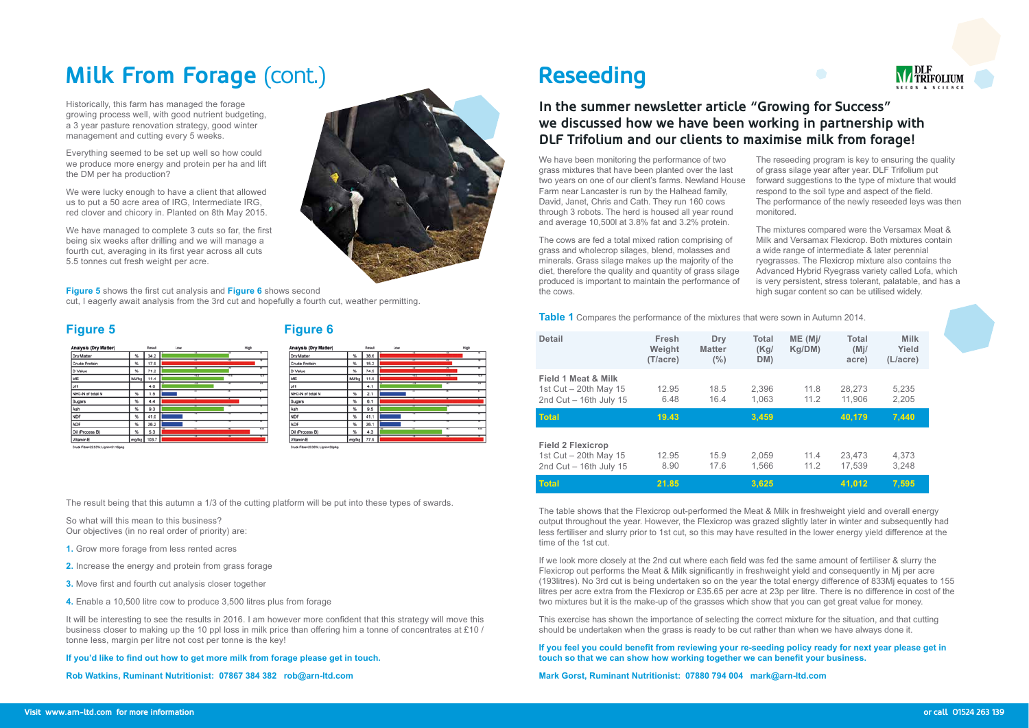# Milk From Forage (cont.)

Historically, this farm has managed the forage growing process well, with good nutrient budgeting, a 3 year pasture renovation strategy, good winter management and cutting every 5 weeks.

Everything seemed to be set up well so how could we produce more energy and protein per ha and lift the DM per ha production?

We were lucky enough to have a client that allowed us to put a 50 acre area of IRG, Intermediate IRG, red clover and chicory in. Planted on 8th May 2015.

We have managed to complete 3 cuts so far, the first being six weeks after drilling and we will manage a fourth cut, averaging in its first year across all cuts 5.5 tonnes cut fresh weight per acre.

**Figure 5** shows the first cut analysis and **Figure 6** shows second cut, I eagerly await analysis from the 3rd cut and hopefully a fourth cut, weather permitting.

## Figure 5

| Analysis (Dry Matter) | | Result |
|---|---|---|
| Dry Matter | % | 34.2 |
| Crude Protein | % | 17.6 |
| D Value | % | 71.2 |
| ME | MJ/kg | 11.4 |
| pH | | 4.0 |
| NH3-N of total N | % | 1.5 |
| Sugars | % | 4.4 |
| Ash | % | 9.3 |
| NDF | % | 41.6 |
| ADF | % | 26.2 |
| Oil (Process B) | % | 5.3 |
| Vitamin E | mg/kg | 103.7 |

Crude Fibre=22.53% Lignin=1.16g/kg

## Figure 6

| Analysis (Dry Matter) | | Result |
|---|---|---|
| Dry Matter | % | 38.6 |
| Crude Protein | % | 15.3 |
| D Value | % | 74.6 |
| ME | MJ/kg | 11.9 |
| pH | | 4.1 |
| NH3-N of total N | % | 2.1 |
| Sugars | % | 6.1 |
| Ash | % | 9.5 |
| NDF | % | 41.1 |
| ADF | % | 26.1 |
| Oil (Process B) | % | 4.3 |
| Vitamin E | mg/kg | 77.6 |

Crude Fibre=20.36% Lignin=30g/kg

The result being that this autumn a 1/3 of the cutting platform will be put into these types of swards.

So what will this mean to this business?
Our objectives (in no real order of priority) are:

1. Grow more forage from less rented acres
2. Increase the energy and protein from grass forage
3. Move first and fourth cut analysis closer together
4. Enable a 10,500 litre cow to produce 3,500 litres plus from forage

It will be interesting to see the results in 2016. I am however more confident that this strategy will move this business closer to making up the 10 ppl loss in milk price than offering him a tonne of concentrates at £10 / tonne less, margin per litre not cost per tonne is the key!

**If you'd like to find out how to get more milk from forage please get in touch.**

**Rob Watkins, Ruminant Nutritionist: 07867 384 382 rob@arn-ltd.com**

# Reseeding

### In the summer newsletter article "Growing for Success" we discussed how we have been working in partnership with DLF Trifolium and our clients to maximise milk from forage!

We have been monitoring the performance of two grass mixtures that have been planted over the last two years on one of our client's farms. Newland House Farm near Lancaster is run by the Halhead family, David, Janet, Chris and Cath. They run 160 cows through 3 robots. The herd is housed all year round and average 10,500l at 3.8% fat and 3.2% protein.

The cows are fed a total mixed ration comprising of grass and wholecrop silages, blend, molasses and minerals. Grass silage makes up the majority of the diet, therefore the quality and quantity of grass silage produced is important to maintain the performance of the cows.

The reseeding program is key to ensuring the quality of grass silage year after year. DLF Trifolium put forward suggestions to the type of mixture that would respond to the soil type and aspect of the field. The performance of the newly reseeded leys was then monitored.

The mixtures compared were the Versamax Meat & Milk and Versamax Flexicrop. Both mixtures contain a wide range of intermediate & later perennial ryegrasses. The Flexicrop mixture also contains the Advanced Hybrid Ryegrass variety called Lofa, which is very persistent, stress tolerant, palatable, and has a high sugar content so can be utilised widely.

**Table 1** Compares the performance of the mixtures that were sown in Autumn 2014.

| Detail | Fresh Weight (T/acre) | Dry Matter (%) | Total (Kg/DM) | ME (Mj/Kg/DM) | Total (Mj/acre) | Milk Yield (L/acre) |
|---|---|---|---|---|---|---|
| **Field 1 Meat & Milk** | | | | | | |
| 1st Cut – 20th May 15 | 12.95 | 18.5 | 2,396 | 11.8 | 28,273 | 5,235 |
| 2nd Cut – 16th July 15 | 6.48 | 16.4 | 1,063 | 11.2 | 11,906 | 2,205 |
| **Total** | **19.43** | | **3,459** | | **40,179** | **7,440** |
| **Field 2 Flexicrop** | | | | | | |
| 1st Cut – 20th May 15 | 12.95 | 15.9 | 2,059 | 11.4 | 23,473 | 4,373 |
| 2nd Cut – 16th July 15 | 8.90 | 17.6 | 1,566 | 11.2 | 17,539 | 3,248 |
| **Total** | **21.85** | | **3,625** | | **41,012** | **7,595** |

The table shows that the Flexicrop out-performed the Meat & Milk in freshweight yield and overall energy output throughout the year. However, the Flexicrop was grazed slightly later in winter and subsequently had less fertiliser and slurry prior to 1st cut, so this may have resulted in the lower energy yield difference at the time of the 1st cut.

If we look more closely at the 2nd cut where each field was fed the same amount of fertiliser & slurry the Flexicrop out performs the Meat & Milk significantly in freshweight yield and consequently in Mj per acre (193litres). No 3rd cut is being undertaken so on the year the total energy difference of 833Mj equates to 155 litres per acre extra from the Flexicrop or £35.65 per acre at 23p per litre. There is no difference in cost of the two mixtures but it is the make-up of the grasses which show that you can get great value for money.

This exercise has shown the importance of selecting the correct mixture for the situation, and that cutting should be undertaken when the grass is ready to be cut rather than when we have always done it.

**If you feel you could benefit from reviewing your re-seeding policy ready for next year please get in touch so that we can show how working together we can benefit your business.**

**Mark Gorst, Ruminant Nutritionist: 07880 794 004 mark@arn-ltd.com**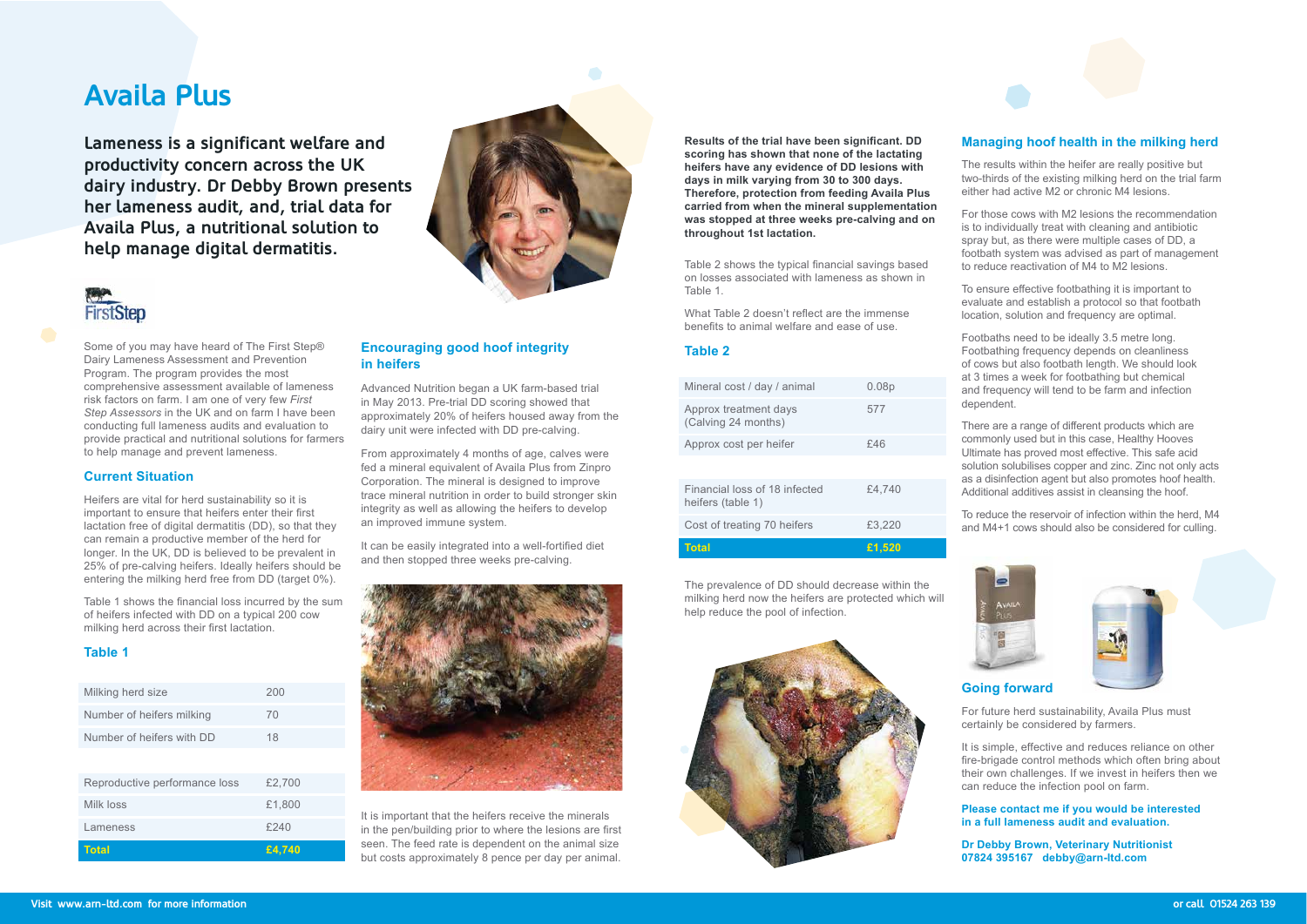# Availa Plus

**Lameness is a significant welfare and productivity concern across the UK dairy industry. Dr Debby Brown presents her lameness audit, and, trial data for Availa Plus, a nutritional solution to help manage digital dermatitis.**

Some of you may have heard of The First Step® Dairy Lameness Assessment and Prevention Program. The program provides the most comprehensive assessment available of lameness risk factors on farm. I am one of very few *First Step Assessors* in the UK and on farm I have been conducting full lameness audits and evaluation to provide practical and nutritional solutions for farmers to help manage and prevent lameness.

## Current Situation

Heifers are vital for herd sustainability so it is important to ensure that heifers enter their first lactation free of digital dermatitis (DD), so that they can remain a productive member of the herd for longer. In the UK, DD is believed to be prevalent in 25% of pre-calving heifers. Ideally heifers should be entering the milking herd free from DD (target 0%).

Table 1 shows the financial loss incurred by the sum of heifers infected with DD on a typical 200 cow milking herd across their first lactation.

## Table 1

| | |
|---|---|
| Milking herd size | 200 |
| Number of heifers milking | 70 |
| Number of heifers with DD | 18 |
| | |
| Reproductive performance loss | £2,700 |
| Milk loss | £1,800 |
| Lameness | £240 |
| **Total** | **£4,740** |

## Encouraging good hoof integrity in heifers

Advanced Nutrition began a UK farm-based trial in May 2013. Pre-trial DD scoring showed that approximately 20% of heifers housed away from the dairy unit were infected with DD pre-calving.

From approximately 4 months of age, calves were fed a mineral equivalent of Availa Plus from Zinpro Corporation. The mineral is designed to improve trace mineral nutrition in order to build stronger skin integrity as well as allowing the heifers to develop an improved immune system.

It can be easily integrated into a well-fortified diet and then stopped three weeks pre-calving.

It is important that the heifers receive the minerals in the pen/building prior to where the lesions are first seen. The feed rate is dependent on the animal size but costs approximately 8 pence per day per animal.

**Results of the trial have been significant. DD scoring has shown that none of the lactating heifers have any evidence of DD lesions with days in milk varying from 30 to 300 days. Therefore, protection from feeding Availa Plus carried from when the mineral supplementation was stopped at three weeks pre-calving and on throughout 1st lactation.**

Table 2 shows the typical financial savings based on losses associated with lameness as shown in Table 1.

What Table 2 doesn't reflect are the immense benefits to animal welfare and ease of use.

## Table 2

| | |
|---|---|
| Mineral cost / day / animal | 0.08p |
| Approx treatment days (Calving 24 months) | 577 |
| Approx cost per heifer | £46 |
| | |
| Financial loss of 18 infected heifers (table 1) | £4,740 |
| Cost of treating 70 heifers | £3,220 |
| **Total** | **£1,520** |

The prevalence of DD should decrease within the milking herd now the heifers are protected which will help reduce the pool of infection.

## Managing hoof health in the milking herd

The results within the heifer are really positive but two-thirds of the existing milking herd on the trial farm either had active M2 or chronic M4 lesions.

For those cows with M2 lesions the recommendation is to individually treat with cleaning and antibiotic spray but, as there were multiple cases of DD, a footbath system was advised as part of management to reduce reactivation of M4 to M2 lesions.

To ensure effective footbathing it is important to evaluate and establish a protocol so that footbath location, solution and frequency are optimal.

Footbaths need to be ideally 3.5 metre long. Footbathing frequency depends on cleanliness of cows but also footbath length. We should look at 3 times a week for footbathing but chemical and frequency will tend to be farm and infection dependent.

There are a range of different products which are commonly used but in this case, Healthy Hooves Ultimate has proved most effective. This safe acid solution solubilises copper and zinc. Zinc not only acts as a disinfection agent but also promotes hoof health. Additional additives assist in cleansing the hoof.

To reduce the reservoir of infection within the herd, M4 and M4+1 cows should also be considered for culling.

## Going forward

For future herd sustainability, Availa Plus must certainly be considered by farmers.

It is simple, effective and reduces reliance on other fire-brigade control methods which often bring about their own challenges. If we invest in heifers then we can reduce the infection pool on farm.

**Please contact me if you would be interested in a full lameness audit and evaluation.**

**Dr Debby Brown, Veterinary Nutritionist**
**07824 395167 debby@arn-ltd.com**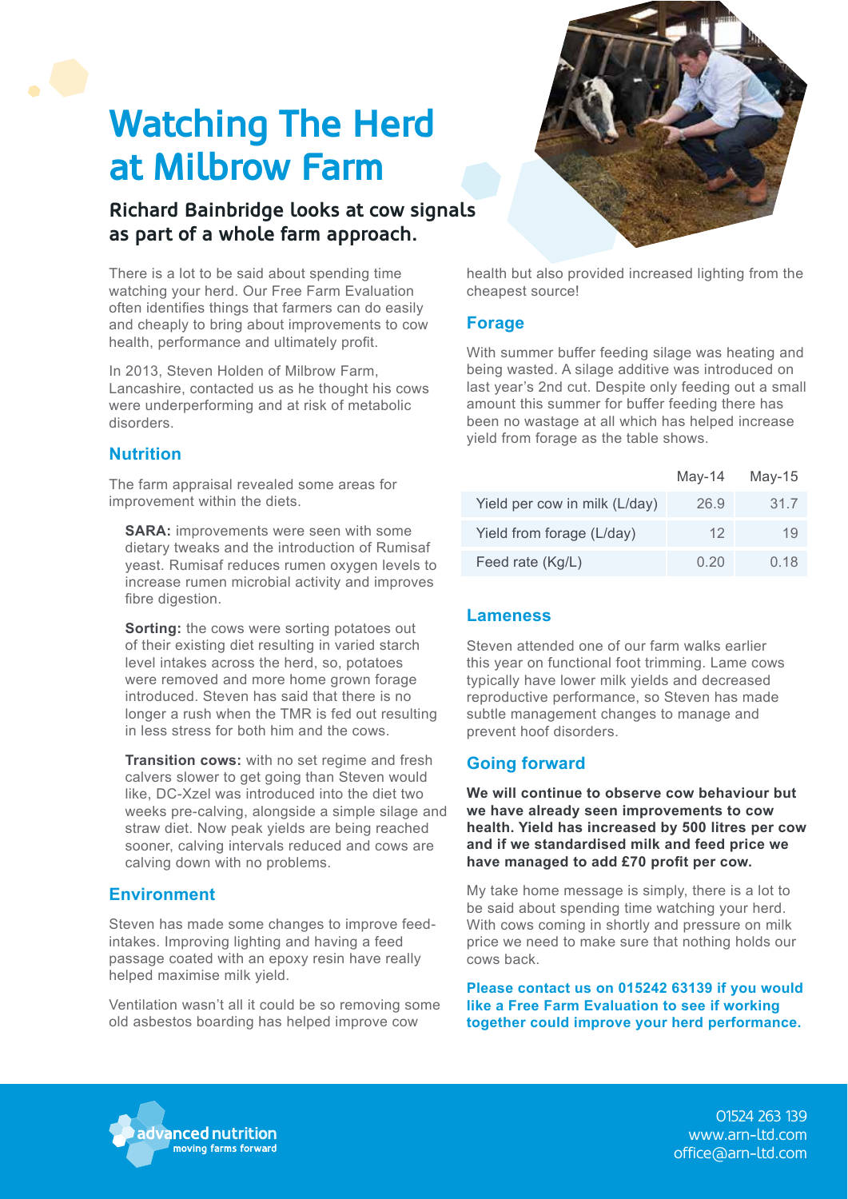# Watching The Herd at Milbrow Farm

## Richard Bainbridge looks at cow signals as part of a whole farm approach.

There is a lot to be said about spending time watching your herd. Our Free Farm Evaluation often identifies things that farmers can do easily and cheaply to bring about improvements to cow health, performance and ultimately profit.

In 2013, Steven Holden of Milbrow Farm, Lancashire, contacted us as he thought his cows were underperforming and at risk of metabolic disorders.

### Nutrition

The farm appraisal revealed some areas for improvement within the diets.

**SARA:** improvements were seen with some dietary tweaks and the introduction of Rumisaf yeast. Rumisaf reduces rumen oxygen levels to increase rumen microbial activity and improves fibre digestion.

**Sorting:** the cows were sorting potatoes out of their existing diet resulting in varied starch level intakes across the herd, so, potatoes were removed and more home grown forage introduced. Steven has said that there is no longer a rush when the TMR is fed out resulting in less stress for both him and the cows.

**Transition cows:** with no set regime and fresh calvers slower to get going than Steven would like, DC-Xzel was introduced into the diet two weeks pre-calving, alongside a simple silage and straw diet. Now peak yields are being reached sooner, calving intervals reduced and cows are calving down with no problems.

### Environment

Steven has made some changes to improve feed-intakes. Improving lighting and having a feed passage coated with an epoxy resin have really helped maximise milk yield.

Ventilation wasn't all it could be so removing some old asbestos boarding has helped improve cow health but also provided increased lighting from the cheapest source!

### Forage

With summer buffer feeding silage was heating and being wasted. A silage additive was introduced on last year's 2nd cut. Despite only feeding out a small amount this summer for buffer feeding there has been no wastage at all which has helped increase yield from forage as the table shows.

| | May-14 | May-15 |
|---|---|---|
| Yield per cow in milk (L/day) | 26.9 | 31.7 |
| Yield from forage (L/day) | 12 | 19 |
| Feed rate (Kg/L) | 0.20 | 0.18 |

### Lameness

Steven attended one of our farm walks earlier this year on functional foot trimming. Lame cows typically have lower milk yields and decreased reproductive performance, so Steven has made subtle management changes to manage and prevent hoof disorders.

### Going forward

**We will continue to observe cow behaviour but we have already seen improvements to cow health. Yield has increased by 500 litres per cow and if we standardised milk and feed price we have managed to add £70 profit per cow.**

My take home message is simply, there is a lot to be said about spending time watching your herd. With cows coming in shortly and pressure on milk price we need to make sure that nothing holds our cows back.

**Please contact us on 015242 63139 if you would like a Free Farm Evaluation to see if working together could improve your herd performance.**

advanced nutrition
moving farms forward

01524 263 139
www.arn-ltd.com
office@arn-ltd.com